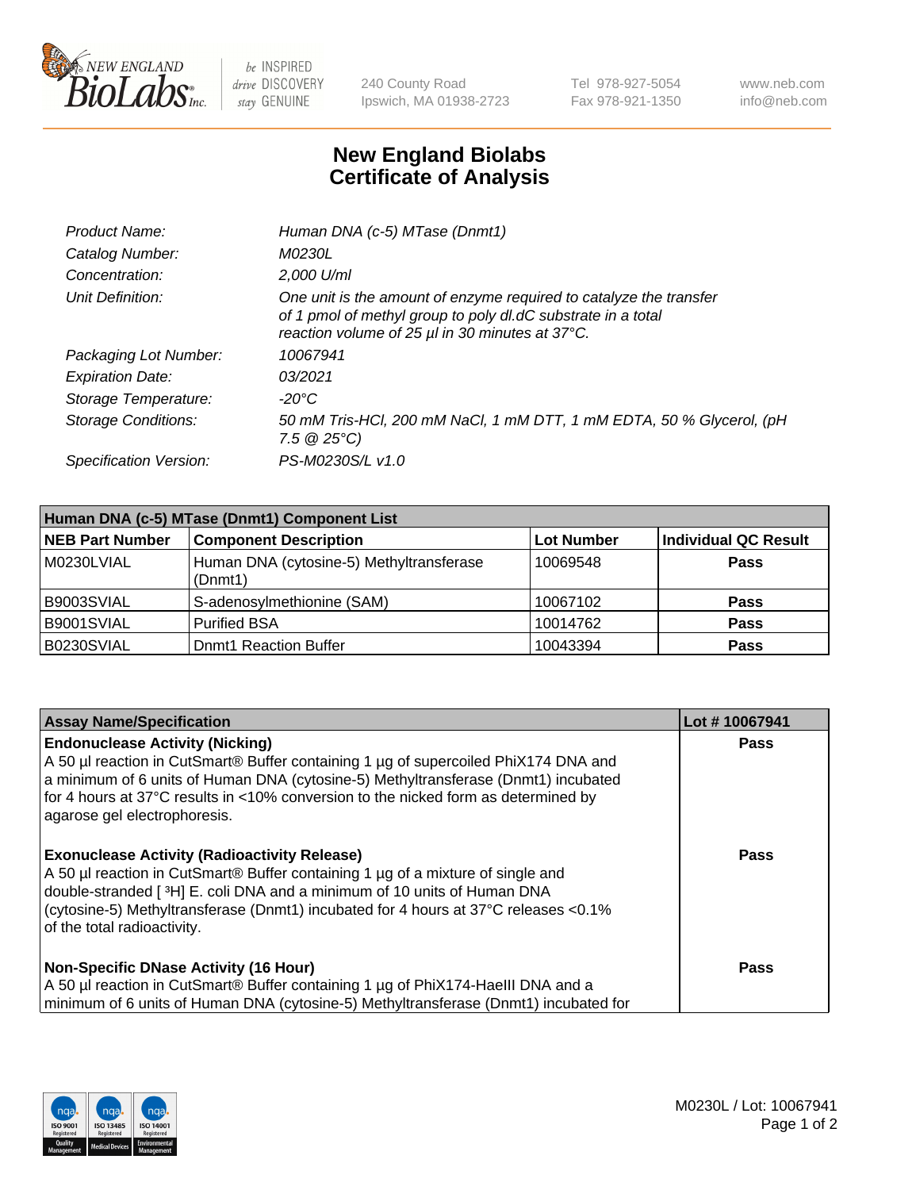# New England Biolabs Certificate of Analysis

| | |
|---|---|
| Product Name: | Human DNA (c-5) MTase (Dnmt1) |
| Catalog Number: | M0230L |
| Concentration: | 2,000 U/ml |
| Unit Definition: | One unit is the amount of enzyme required to catalyze the transfer of 1 pmol of methyl group to poly dI.dC substrate in a total reaction volume of 25 µl in 30 minutes at 37°C. |
| Packaging Lot Number: | 10067941 |
| Expiration Date: | 03/2021 |
| Storage Temperature: | -20°C |
| Storage Conditions: | 50 mM Tris-HCl, 200 mM NaCl, 1 mM DTT, 1 mM EDTA, 50 % Glycerol, (pH 7.5 @ 25°C) |
| Specification Version: | PS-M0230S/L v1.0 |

| Human DNA (c-5) MTase (Dnmt1) Component List | | | |
|---|---|---|---|
| **NEB Part Number** | **Component Description** | **Lot Number** | **Individual QC Result** |
| M0230LVIAL | Human DNA (cytosine-5) Methyltransferase (Dnmt1) | 10069548 | Pass |
| B9003SVIAL | S-adenosylmethionine (SAM) | 10067102 | Pass |
| B9001SVIAL | Purified BSA | 10014762 | Pass |
| B0230SVIAL | Dnmt1 Reaction Buffer | 10043394 | Pass |

| Assay Name/Specification | Lot # 10067941 |
|---|---|
| **Endonuclease Activity (Nicking)**<br>A 50 µl reaction in CutSmart® Buffer containing 1 µg of supercoiled PhiX174 DNA and a minimum of 6 units of Human DNA (cytosine-5) Methyltransferase (Dnmt1) incubated for 4 hours at 37°C results in <10% conversion to the nicked form as determined by agarose gel electrophoresis. | Pass |
| **Exonuclease Activity (Radioactivity Release)**<br>A 50 µl reaction in CutSmart® Buffer containing 1 µg of a mixture of single and double-stranded [ $^{3}$H] E. coli DNA and a minimum of 10 units of Human DNA (cytosine-5) Methyltransferase (Dnmt1) incubated for 4 hours at 37°C releases <0.1% of the total radioactivity. | Pass |
| **Non-Specific DNase Activity (16 Hour)**<br>A 50 µl reaction in CutSmart® Buffer containing 1 µg of PhiX174-HaeIII DNA and a minimum of 6 units of Human DNA (cytosine-5) Methyltransferase (Dnmt1) incubated for | Pass |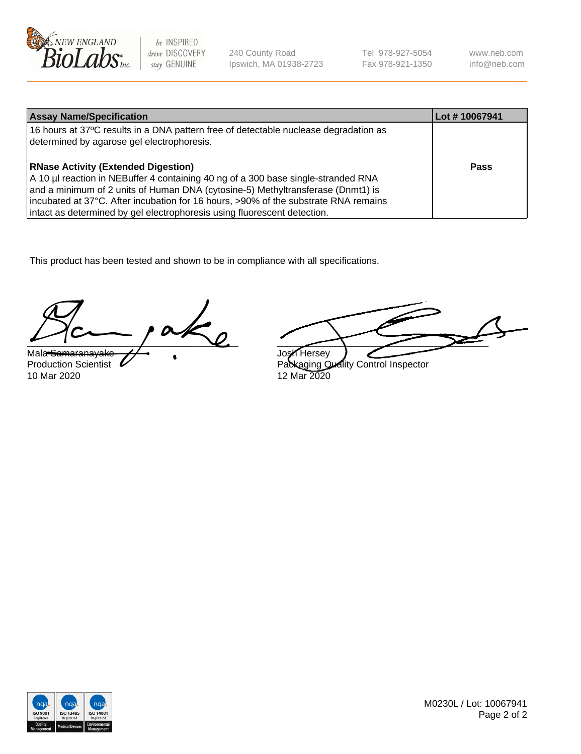| Assay Name/Specification | Lot # 10067941 |
| --- | --- |
| 16 hours at 37ºC results in a DNA pattern free of detectable nuclease degradation as determined by agarose gel electrophoresis. | |
| **RNase Activity (Extended Digestion)**<br>A 10 µl reaction in NEBuffer 4 containing 40 ng of a 300 base single-stranded RNA and a minimum of 2 units of Human DNA (cytosine-5) Methyltransferase (Dnmt1) is incubated at 37°C. After incubation for 16 hours, >90% of the substrate RNA remains intact as determined by gel electrophoresis using fluorescent detection. | **Pass** |

This product has been tested and shown to be in compliance with all specifications.

Mala Samaranayake
Production Scientist
10 Mar 2020

Josh Hersey
Packaging Quality Control Inspector
12 Mar 2020

M0230L / Lot: 10067941